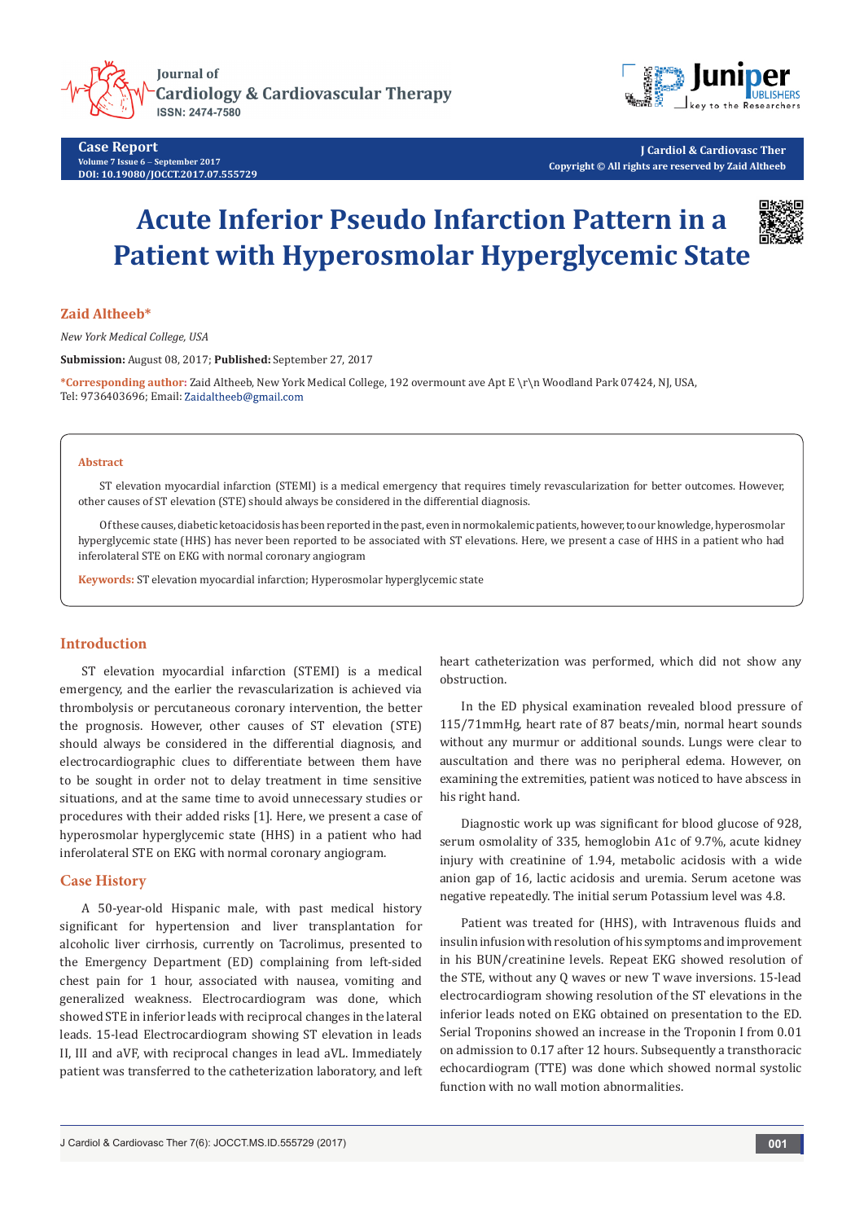**Case Report**
Volume 7 Issue 6 – September 2017
DOI: 10.19080/JOCCT.2017.07.555729

Copyright © All rights are reserved by Zaid Altheeb

# Acute Inferior Pseudo Infarction Pattern in a Patient with Hyperosmolar Hyperglycemic State

**Zaid Altheeb***

*New York Medical College, USA*

**Submission:** August 08, 2017; **Published:** September 27, 2017

***Corresponding author:** Zaid Altheeb, New York Medical College, 192 overmount ave Apt E \r\n Woodland Park 07424, NJ, USA, Tel: 9736403696; Email: Zaidaltheeb@gmail.com

## Abstract

ST elevation myocardial infarction (STEMI) is a medical emergency that requires timely revascularization for better outcomes. However, other causes of ST elevation (STE) should always be considered in the differential diagnosis.

Of these causes, diabetic ketoacidosis has been reported in the past, even in normokalemic patients, however, to our knowledge, hyperosmolar hyperglycemic state (HHS) has never been reported to be associated with ST elevations. Here, we present a case of HHS in a patient who had inferolateral STE on EKG with normal coronary angiogram

**Keywords:** ST elevation myocardial infarction; Hyperosmolar hyperglycemic state

## Introduction

ST elevation myocardial infarction (STEMI) is a medical emergency, and the earlier the revascularization is achieved via thrombolysis or percutaneous coronary intervention, the better the prognosis. However, other causes of ST elevation (STE) should always be considered in the differential diagnosis, and electrocardiographic clues to differentiate between them have to be sought in order not to delay treatment in time sensitive situations, and at the same time to avoid unnecessary studies or procedures with their added risks [1]. Here, we present a case of hyperosmolar hyperglycemic state (HHS) in a patient who had inferolateral STE on EKG with normal coronary angiogram.

## Case History

A 50-year-old Hispanic male, with past medical history significant for hypertension and liver transplantation for alcoholic liver cirrhosis, currently on Tacrolimus, presented to the Emergency Department (ED) complaining from left-sided chest pain for 1 hour, associated with nausea, vomiting and generalized weakness. Electrocardiogram was done, which showed STE in inferior leads with reciprocal changes in the lateral leads. 15-lead Electrocardiogram showing ST elevation in leads II, III and aVF, with reciprocal changes in lead aVL. Immediately patient was transferred to the catheterization laboratory, and left heart catheterization was performed, which did not show any obstruction.

In the ED physical examination revealed blood pressure of 115/71mmHg, heart rate of 87 beats/min, normal heart sounds without any murmur or additional sounds. Lungs were clear to auscultation and there was no peripheral edema. However, on examining the extremities, patient was noticed to have abscess in his right hand.

Diagnostic work up was significant for blood glucose of 928, serum osmolality of 335, hemoglobin A1c of 9.7%, acute kidney injury with creatinine of 1.94, metabolic acidosis with a wide anion gap of 16, lactic acidosis and uremia. Serum acetone was negative repeatedly. The initial serum Potassium level was 4.8.

Patient was treated for (HHS), with Intravenous fluids and insulin infusion with resolution of his symptoms and improvement in his BUN/creatinine levels. Repeat EKG showed resolution of the STE, without any Q waves or new T wave inversions. 15-lead electrocardiogram showing resolution of the ST elevations in the inferior leads noted on EKG obtained on presentation to the ED. Serial Troponins showed an increase in the Troponin I from 0.01 on admission to 0.17 after 12 hours. Subsequently a transthoracic echocardiogram (TTE) was done which showed normal systolic function with no wall motion abnormalities.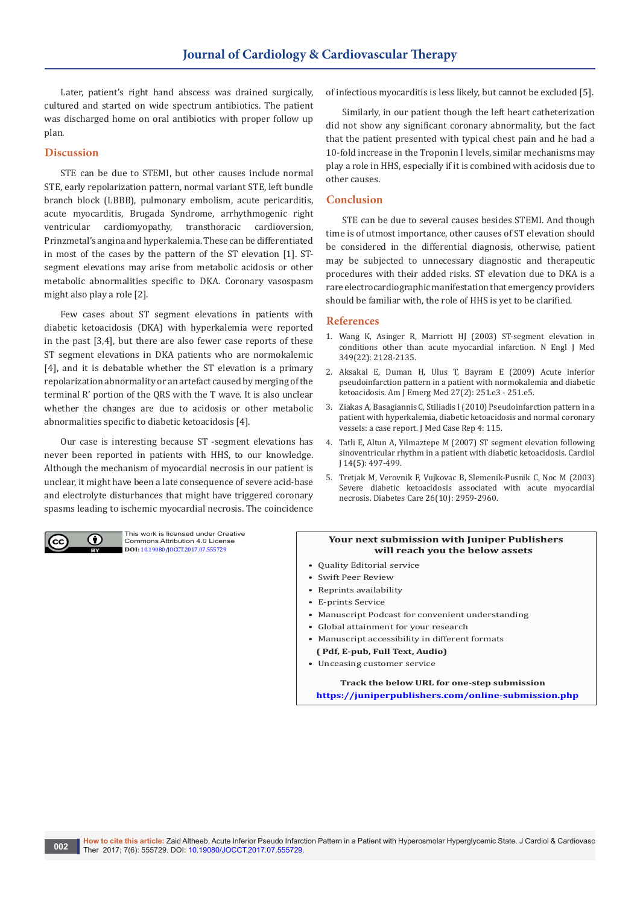Later, patient's right hand abscess was drained surgically, cultured and started on wide spectrum antibiotics. The patient was discharged home on oral antibiotics with proper follow up plan.

## Discussion

STE can be due to STEMI, but other causes include normal STE, early repolarization pattern, normal variant STE, left bundle branch block (LBBB), pulmonary embolism, acute pericarditis, acute myocarditis, Brugada Syndrome, arrhythmogenic right ventricular cardiomyopathy, transthoracic cardioversion, Prinzmetal's angina and hyperkalemia. These can be differentiated in most of the cases by the pattern of the ST elevation [1]. ST-segment elevations may arise from metabolic acidosis or other metabolic abnormalities specific to DKA. Coronary vasospasm might also play a role [2].

Few cases about ST segment elevations in patients with diabetic ketoacidosis (DKA) with hyperkalemia were reported in the past [3,4], but there are also fewer case reports of these ST segment elevations in DKA patients who are normokalemic [4], and it is debatable whether the ST elevation is a primary repolarization abnormality or an artefact caused by merging of the terminal R' portion of the QRS with the T wave. It is also unclear whether the changes are due to acidosis or other metabolic abnormalities specific to diabetic ketoacidosis [4].

Our case is interesting because ST -segment elevations has never been reported in patients with HHS, to our knowledge. Although the mechanism of myocardial necrosis in our patient is unclear, it might have been a late consequence of severe acid-base and electrolyte disturbances that might have triggered coronary spasms leading to ischemic myocardial necrosis. The coincidence of infectious myocarditis is less likely, but cannot be excluded [5].

Similarly, in our patient though the left heart catheterization did not show any significant coronary abnormality, but the fact that the patient presented with typical chest pain and he had a 10-fold increase in the Troponin I levels, similar mechanisms may play a role in HHS, especially if it is combined with acidosis due to other causes.

## Conclusion

STE can be due to several causes besides STEMI. And though time is of utmost importance, other causes of ST elevation should be considered in the differential diagnosis, otherwise, patient may be subjected to unnecessary diagnostic and therapeutic procedures with their added risks. ST elevation due to DKA is a rare electrocardiographic manifestation that emergency providers should be familiar with, the role of HHS is yet to be clarified.

## References

1. Wang K, Asinger R, Marriott HJ (2003) ST-segment elevation in conditions other than acute myocardial infarction. N Engl J Med 349(22): 2128-2135.
2. Aksakal E, Duman H, Ulus T, Bayram E (2009) Acute inferior pseudoinfarction pattern in a patient with normokalemia and diabetic ketoacidosis. Am J Emerg Med 27(2): 251.e3 - 251.e5.
3. Ziakas A, Basagiannis C, Stiliadis I (2010) Pseudoinfarction pattern in a patient with hyperkalemia, diabetic ketoacidosis and normal coronary vessels: a case report. J Med Case Rep 4: 115.
4. Tatli E, Altun A, Yilmaztepe M (2007) ST segment elevation following sinoventricular rhythm in a patient with diabetic ketoacidosis. Cardiol J 14(5): 497-499.
5. Tretjak M, Verovnik F, Vujkovac B, Slemenik-Pusnik C, Noc M (2003) Severe diabetic ketoacidosis associated with acute myocardial necrosis. Diabetes Care 26(10): 2959-2960.

This work is licensed under Creative Commons Attribution 4.0 License
**DOI:** 10.19080/JOCCT.2017.07.555729

**Your next submission with Juniper Publishers will reach you the below assets**

- Quality Editorial service
- Swift Peer Review
- Reprints availability
- E-prints Service
- Manuscript Podcast for convenient understanding
- Global attainment for your research
- Manuscript accessibility in different formats
  **( Pdf, E-pub, Full Text, Audio)**
- Unceasing customer service

**Track the below URL for one-step submission**
**https://juniperpublishers.com/online-submission.php**

**How to cite this article:** Zaid Altheeb. Acute Inferior Pseudo Infarction Pattern in a Patient with Hyperosmolar Hyperglycemic State. J Cardiol & Cardiovasc Ther 2017; 7(6): 555729. DOI: 10.19080/JOCCT.2017.07.555729.